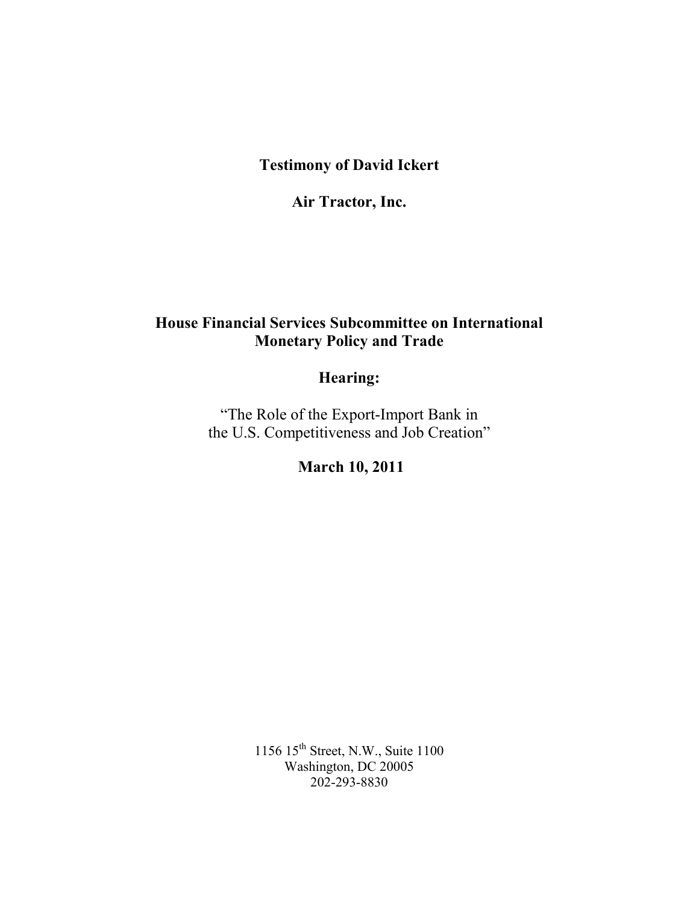**Testimony of David Ickert**

**Air Tractor, Inc.**

**House Financial Services Subcommittee on International Monetary Policy and Trade**

**Hearing:**

"The Role of the Export-Import Bank in the U.S. Competitiveness and Job Creation"

**March 10, 2011**

1156 15th Street, N.W., Suite 1100
Washington, DC 20005
202-293-8830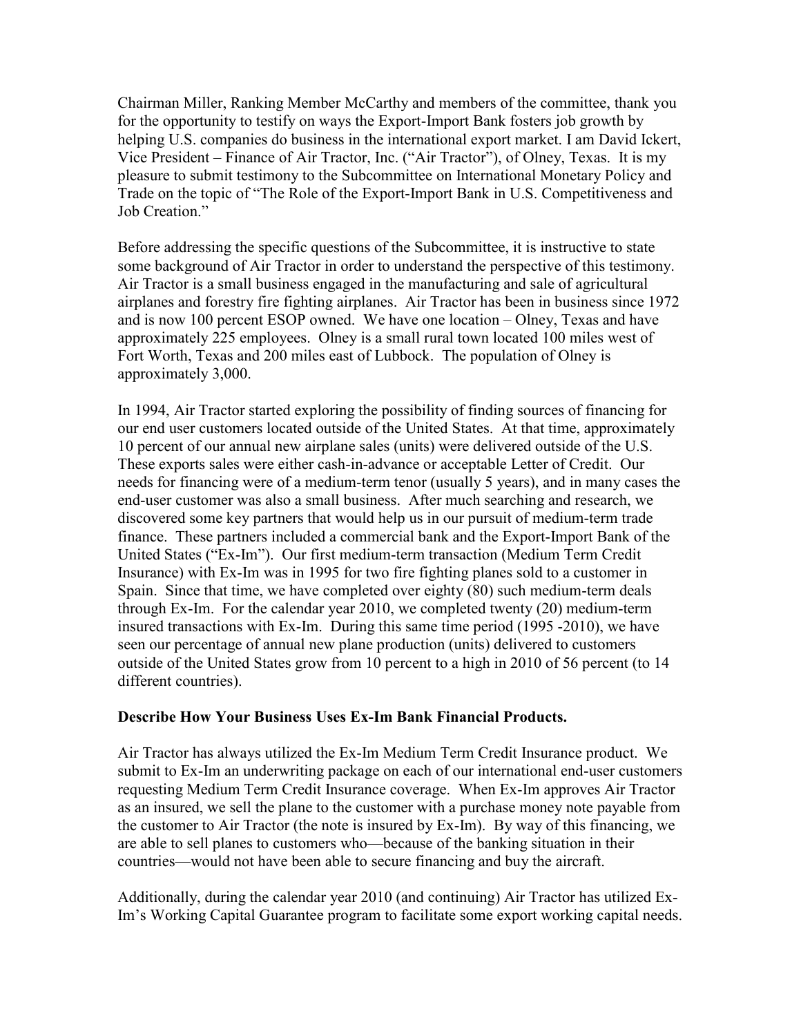Chairman Miller, Ranking Member McCarthy and members of the committee, thank you for the opportunity to testify on ways the Export-Import Bank fosters job growth by helping U.S. companies do business in the international export market. I am David Ickert, Vice President – Finance of Air Tractor, Inc. ("Air Tractor"), of Olney, Texas. It is my pleasure to submit testimony to the Subcommittee on International Monetary Policy and Trade on the topic of "The Role of the Export-Import Bank in U.S. Competitiveness and Job Creation."

Before addressing the specific questions of the Subcommittee, it is instructive to state some background of Air Tractor in order to understand the perspective of this testimony. Air Tractor is a small business engaged in the manufacturing and sale of agricultural airplanes and forestry fire fighting airplanes. Air Tractor has been in business since 1972 and is now 100 percent ESOP owned. We have one location – Olney, Texas and have approximately 225 employees. Olney is a small rural town located 100 miles west of Fort Worth, Texas and 200 miles east of Lubbock. The population of Olney is approximately 3,000.

In 1994, Air Tractor started exploring the possibility of finding sources of financing for our end user customers located outside of the United States. At that time, approximately 10 percent of our annual new airplane sales (units) were delivered outside of the U.S. These exports sales were either cash-in-advance or acceptable Letter of Credit. Our needs for financing were of a medium-term tenor (usually 5 years), and in many cases the end-user customer was also a small business. After much searching and research, we discovered some key partners that would help us in our pursuit of medium-term trade finance. These partners included a commercial bank and the Export-Import Bank of the United States ("Ex-Im"). Our first medium-term transaction (Medium Term Credit Insurance) with Ex-Im was in 1995 for two fire fighting planes sold to a customer in Spain. Since that time, we have completed over eighty (80) such medium-term deals through Ex-Im. For the calendar year 2010, we completed twenty (20) medium-term insured transactions with Ex-Im. During this same time period (1995 -2010), we have seen our percentage of annual new plane production (units) delivered to customers outside of the United States grow from 10 percent to a high in 2010 of 56 percent (to 14 different countries).

**Describe How Your Business Uses Ex-Im Bank Financial Products.**

Air Tractor has always utilized the Ex-Im Medium Term Credit Insurance product. We submit to Ex-Im an underwriting package on each of our international end-user customers requesting Medium Term Credit Insurance coverage. When Ex-Im approves Air Tractor as an insured, we sell the plane to the customer with a purchase money note payable from the customer to Air Tractor (the note is insured by Ex-Im). By way of this financing, we are able to sell planes to customers who—because of the banking situation in their countries—would not have been able to secure financing and buy the aircraft.

Additionally, during the calendar year 2010 (and continuing) Air Tractor has utilized Ex-Im's Working Capital Guarantee program to facilitate some export working capital needs.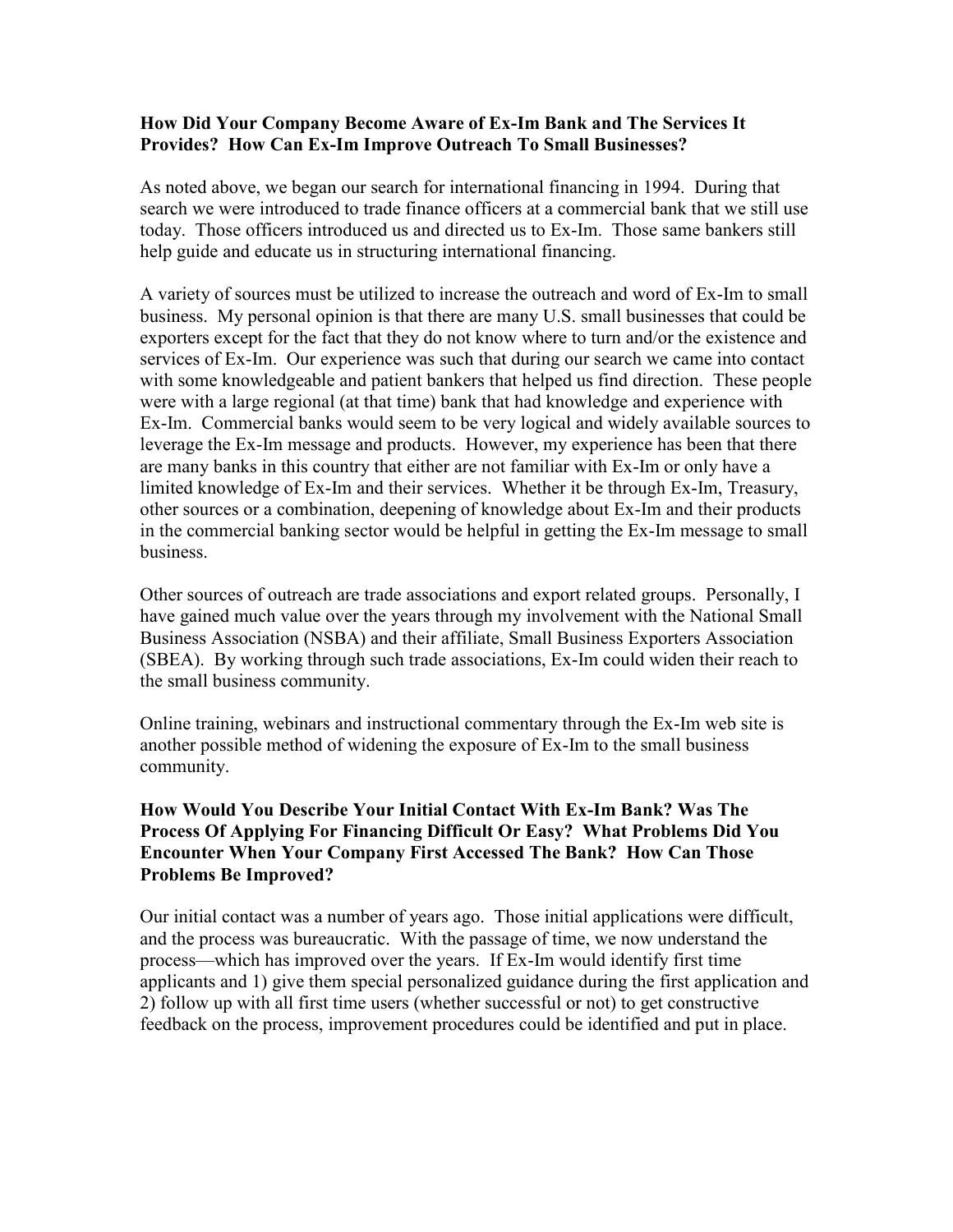**How Did Your Company Become Aware of Ex-Im Bank and The Services It Provides? How Can Ex-Im Improve Outreach To Small Businesses?**

As noted above, we began our search for international financing in 1994. During that search we were introduced to trade finance officers at a commercial bank that we still use today. Those officers introduced us and directed us to Ex-Im. Those same bankers still help guide and educate us in structuring international financing.

A variety of sources must be utilized to increase the outreach and word of Ex-Im to small business. My personal opinion is that there are many U.S. small businesses that could be exporters except for the fact that they do not know where to turn and/or the existence and services of Ex-Im. Our experience was such that during our search we came into contact with some knowledgeable and patient bankers that helped us find direction. These people were with a large regional (at that time) bank that had knowledge and experience with Ex-Im. Commercial banks would seem to be very logical and widely available sources to leverage the Ex-Im message and products. However, my experience has been that there are many banks in this country that either are not familiar with Ex-Im or only have a limited knowledge of Ex-Im and their services. Whether it be through Ex-Im, Treasury, other sources or a combination, deepening of knowledge about Ex-Im and their products in the commercial banking sector would be helpful in getting the Ex-Im message to small business.

Other sources of outreach are trade associations and export related groups. Personally, I have gained much value over the years through my involvement with the National Small Business Association (NSBA) and their affiliate, Small Business Exporters Association (SBEA). By working through such trade associations, Ex-Im could widen their reach to the small business community.

Online training, webinars and instructional commentary through the Ex-Im web site is another possible method of widening the exposure of Ex-Im to the small business community.

**How Would You Describe Your Initial Contact With Ex-Im Bank? Was The Process Of Applying For Financing Difficult Or Easy? What Problems Did You Encounter When Your Company First Accessed The Bank? How Can Those Problems Be Improved?**

Our initial contact was a number of years ago. Those initial applications were difficult, and the process was bureaucratic. With the passage of time, we now understand the process—which has improved over the years. If Ex-Im would identify first time applicants and 1) give them special personalized guidance during the first application and 2) follow up with all first time users (whether successful or not) to get constructive feedback on the process, improvement procedures could be identified and put in place.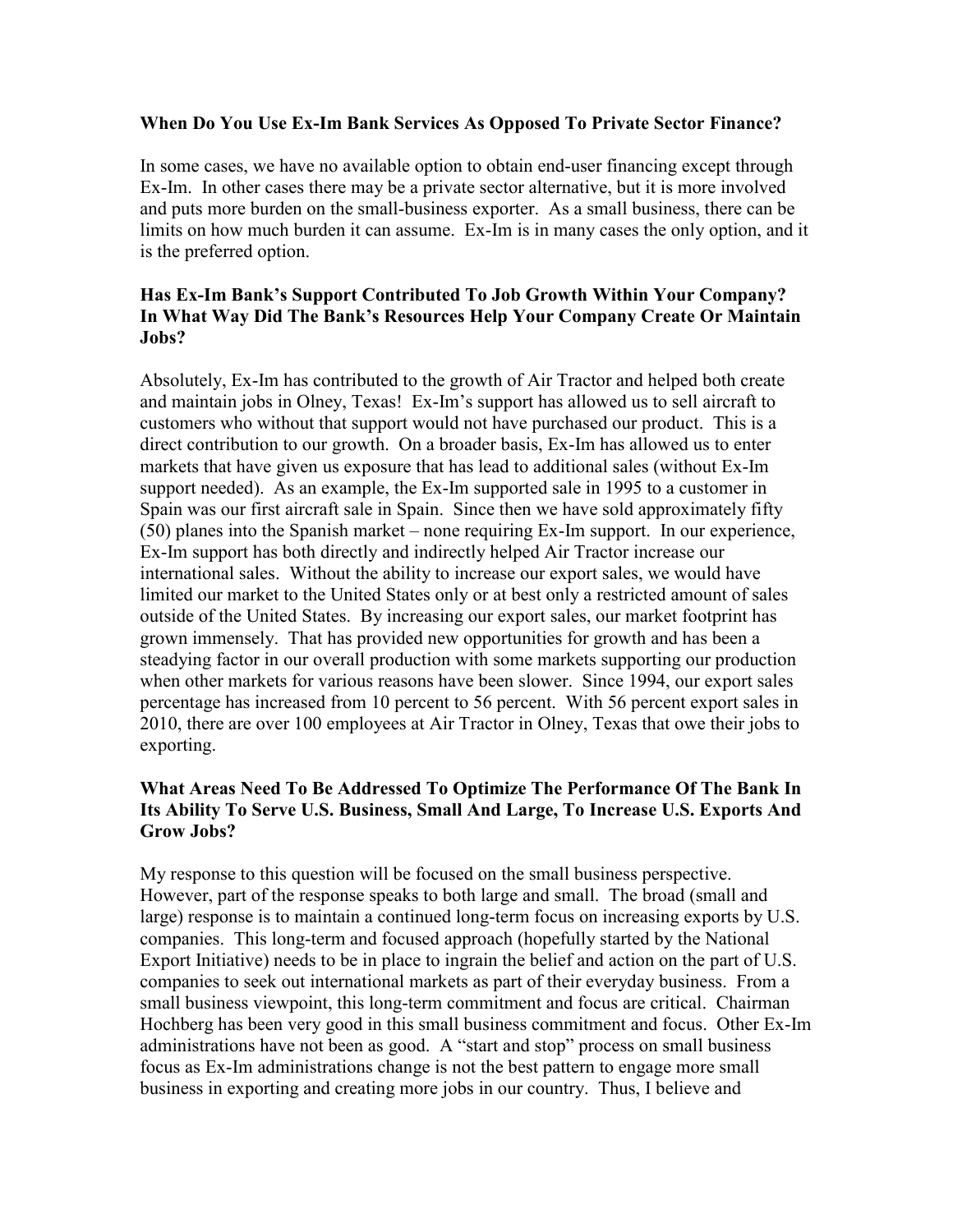**When Do You Use Ex-Im Bank Services As Opposed To Private Sector Finance?**

In some cases, we have no available option to obtain end-user financing except through Ex-Im. In other cases there may be a private sector alternative, but it is more involved and puts more burden on the small-business exporter. As a small business, there can be limits on how much burden it can assume. Ex-Im is in many cases the only option, and it is the preferred option.

**Has Ex-Im Bank's Support Contributed To Job Growth Within Your Company? In What Way Did The Bank's Resources Help Your Company Create Or Maintain Jobs?**

Absolutely, Ex-Im has contributed to the growth of Air Tractor and helped both create and maintain jobs in Olney, Texas! Ex-Im's support has allowed us to sell aircraft to customers who without that support would not have purchased our product. This is a direct contribution to our growth. On a broader basis, Ex-Im has allowed us to enter markets that have given us exposure that has lead to additional sales (without Ex-Im support needed). As an example, the Ex-Im supported sale in 1995 to a customer in Spain was our first aircraft sale in Spain. Since then we have sold approximately fifty (50) planes into the Spanish market – none requiring Ex-Im support. In our experience, Ex-Im support has both directly and indirectly helped Air Tractor increase our international sales. Without the ability to increase our export sales, we would have limited our market to the United States only or at best only a restricted amount of sales outside of the United States. By increasing our export sales, our market footprint has grown immensely. That has provided new opportunities for growth and has been a steadying factor in our overall production with some markets supporting our production when other markets for various reasons have been slower. Since 1994, our export sales percentage has increased from 10 percent to 56 percent. With 56 percent export sales in 2010, there are over 100 employees at Air Tractor in Olney, Texas that owe their jobs to exporting.

**What Areas Need To Be Addressed To Optimize The Performance Of The Bank In Its Ability To Serve U.S. Business, Small And Large, To Increase U.S. Exports And Grow Jobs?**

My response to this question will be focused on the small business perspective. However, part of the response speaks to both large and small. The broad (small and large) response is to maintain a continued long-term focus on increasing exports by U.S. companies. This long-term and focused approach (hopefully started by the National Export Initiative) needs to be in place to ingrain the belief and action on the part of U.S. companies to seek out international markets as part of their everyday business. From a small business viewpoint, this long-term commitment and focus are critical. Chairman Hochberg has been very good in this small business commitment and focus. Other Ex-Im administrations have not been as good. A "start and stop" process on small business focus as Ex-Im administrations change is not the best pattern to engage more small business in exporting and creating more jobs in our country. Thus, I believe and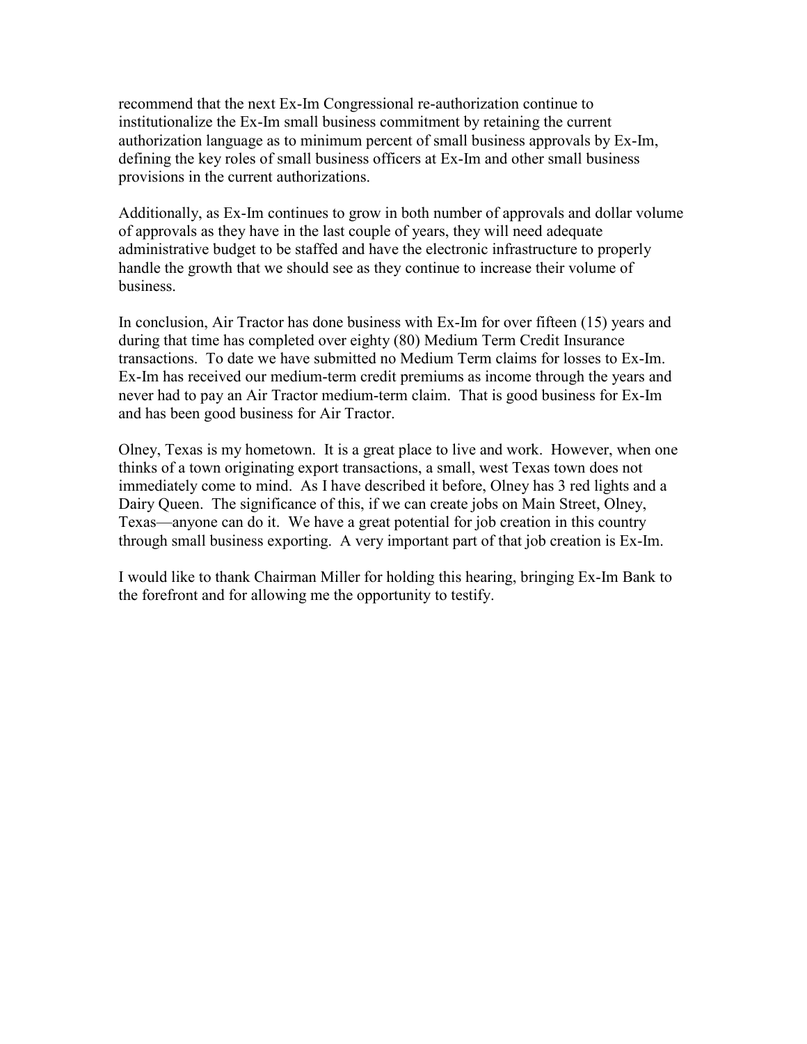recommend that the next Ex-Im Congressional re-authorization continue to institutionalize the Ex-Im small business commitment by retaining the current authorization language as to minimum percent of small business approvals by Ex-Im, defining the key roles of small business officers at Ex-Im and other small business provisions in the current authorizations.

Additionally, as Ex-Im continues to grow in both number of approvals and dollar volume of approvals as they have in the last couple of years, they will need adequate administrative budget to be staffed and have the electronic infrastructure to properly handle the growth that we should see as they continue to increase their volume of business.

In conclusion, Air Tractor has done business with Ex-Im for over fifteen (15) years and during that time has completed over eighty (80) Medium Term Credit Insurance transactions. To date we have submitted no Medium Term claims for losses to Ex-Im. Ex-Im has received our medium-term credit premiums as income through the years and never had to pay an Air Tractor medium-term claim. That is good business for Ex-Im and has been good business for Air Tractor.

Olney, Texas is my hometown. It is a great place to live and work. However, when one thinks of a town originating export transactions, a small, west Texas town does not immediately come to mind. As I have described it before, Olney has 3 red lights and a Dairy Queen. The significance of this, if we can create jobs on Main Street, Olney, Texas—anyone can do it. We have a great potential for job creation in this country through small business exporting. A very important part of that job creation is Ex-Im.

I would like to thank Chairman Miller for holding this hearing, bringing Ex-Im Bank to the forefront and for allowing me the opportunity to testify.